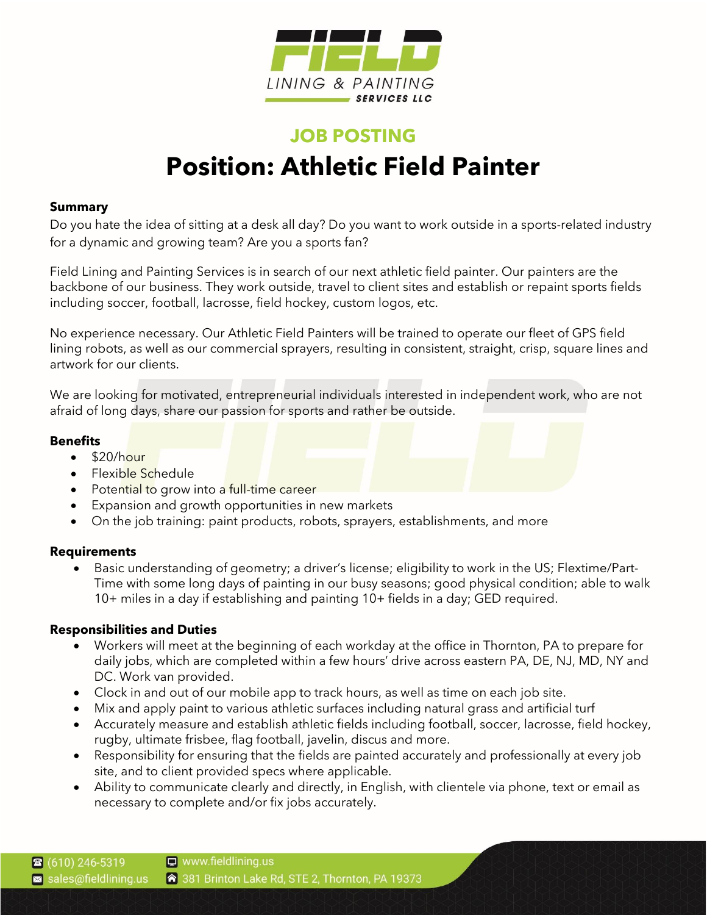FIELD

LINING & PAINTING

SERVICES LLC

## JOB POSTING

# Position: Athletic Field Painter

**Summary**

Do you hate the idea of sitting at a desk all day? Do you want to work outside in a sports-related industry for a dynamic and growing team? Are you a sports fan?

Field Lining and Painting Services is in search of our next athletic field painter. Our painters are the backbone of our business. They work outside, travel to client sites and establish or repaint sports fields including soccer, football, lacrosse, field hockey, custom logos, etc.

No experience necessary. Our Athletic Field Painters will be trained to operate our fleet of GPS field lining robots, as well as our commercial sprayers, resulting in consistent, straight, crisp, square lines and artwork for our clients.

We are looking for motivated, entrepreneurial individuals interested in independent work, who are not afraid of long days, share our passion for sports and rather be outside.

**Benefits**

- $20/hour
- Flexible Schedule
- Potential to grow into a full-time career
- Expansion and growth opportunities in new markets
- On the job training: paint products, robots, sprayers, establishments, and more

**Requirements**

- Basic understanding of geometry; a driver's license; eligibility to work in the US; Flextime/Part-Time with some long days of painting in our busy seasons; good physical condition; able to walk 10+ miles in a day if establishing and painting 10+ fields in a day; GED required.

**Responsibilities and Duties**

- Workers will meet at the beginning of each workday at the office in Thornton, PA to prepare for daily jobs, which are completed within a few hours' drive across eastern PA, DE, NJ, MD, NY and DC. Work van provided.
- Clock in and out of our mobile app to track hours, as well as time on each job site.
- Mix and apply paint to various athletic surfaces including natural grass and artificial turf
- Accurately measure and establish athletic fields including football, soccer, lacrosse, field hockey, rugby, ultimate frisbee, flag football, javelin, discus and more.
- Responsibility for ensuring that the fields are painted accurately and professionally at every job site, and to client provided specs where applicable.
- Ability to communicate clearly and directly, in English, with clientele via phone, text or email as necessary to complete and/or fix jobs accurately.

(610) 246-5319 | www.fieldlining.us | sales@fieldlining.us | 381 Brinton Lake Rd, STE 2, Thornton, PA 19373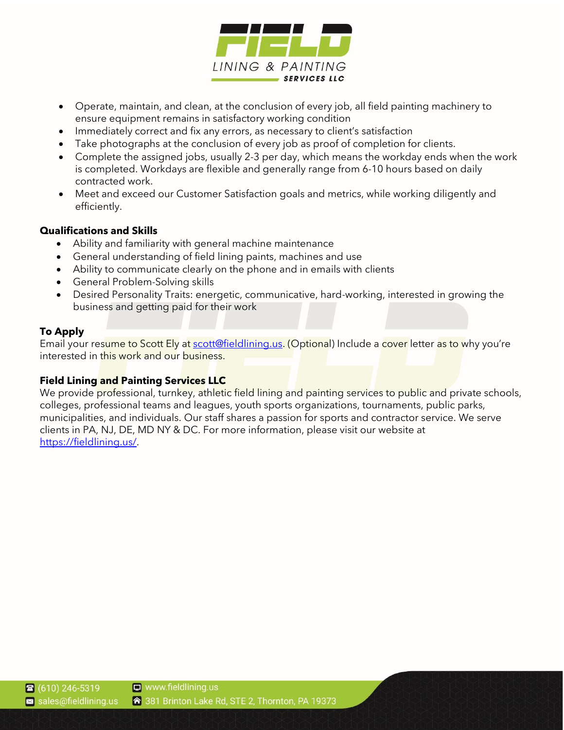- Operate, maintain, and clean, at the conclusion of every job, all field painting machinery to ensure equipment remains in satisfactory working condition
- Immediately correct and fix any errors, as necessary to client's satisfaction
- Take photographs at the conclusion of every job as proof of completion for clients.
- Complete the assigned jobs, usually 2-3 per day, which means the workday ends when the work is completed. Workdays are flexible and generally range from 6-10 hours based on daily contracted work.
- Meet and exceed our Customer Satisfaction goals and metrics, while working diligently and efficiently.

**Qualifications and Skills**

- Ability and familiarity with general machine maintenance
- General understanding of field lining paints, machines and use
- Ability to communicate clearly on the phone and in emails with clients
- General Problem-Solving skills
- Desired Personality Traits: energetic, communicative, hard-working, interested in growing the business and getting paid for their work

**To Apply**

Email your resume to Scott Ely at scott@fieldlining.us. (Optional) Include a cover letter as to why you're interested in this work and our business.

**Field Lining and Painting Services LLC**

We provide professional, turnkey, athletic field lining and painting services to public and private schools, colleges, professional teams and leagues, youth sports organizations, tournaments, public parks, municipalities, and individuals. Our staff shares a passion for sports and contractor service. We serve clients in PA, NJ, DE, MD NY & DC. For more information, please visit our website at https://fieldlining.us/.